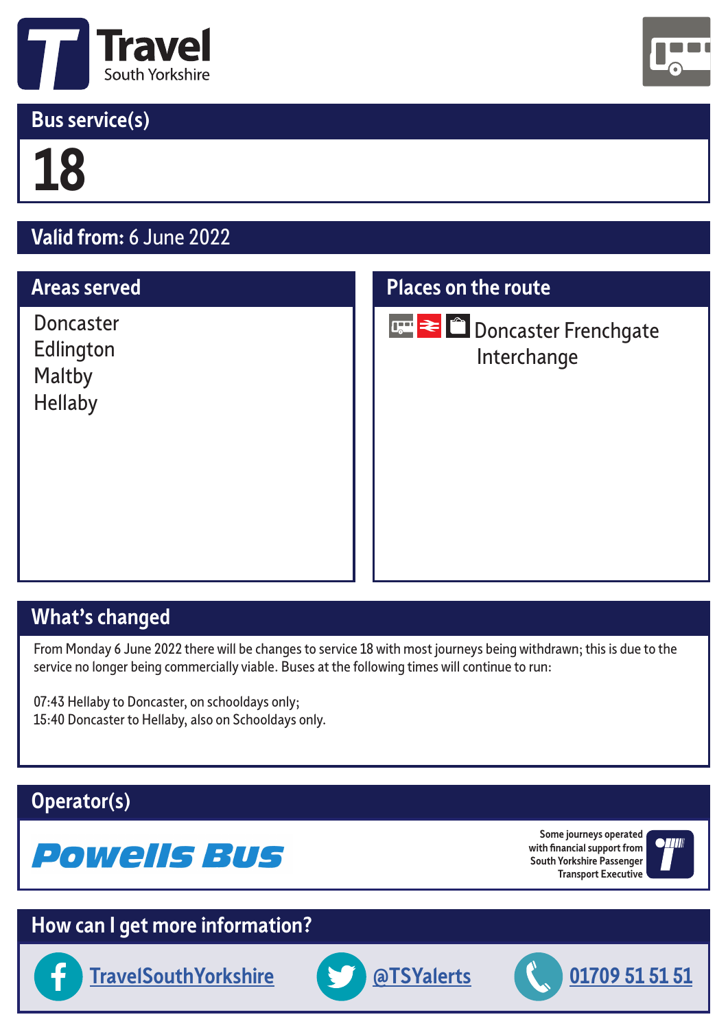# Travel South Yorkshire

## Bus service(s)

**18**

## Valid from: 6 June 2022

## Areas served

Doncaster
Edlington
Maltby
Hellaby

## Places on the route

Doncaster Frenchgate Interchange

## What's changed

From Monday 6 June 2022 there will be changes to service 18 with most journeys being withdrawn; this is due to the service no longer being commercially viable. Buses at the following times will continue to run:

07:43 Hellaby to Doncaster, on schooldays only;
15:40 Doncaster to Hellaby, also on Schooldays only.

## Operator(s)

Powells Bus

Some journeys operated with financial support from South Yorkshire Passenger Transport Executive

## How can I get more information?

TravelSouthYorkshire

@TSYalerts

01709 51 51 51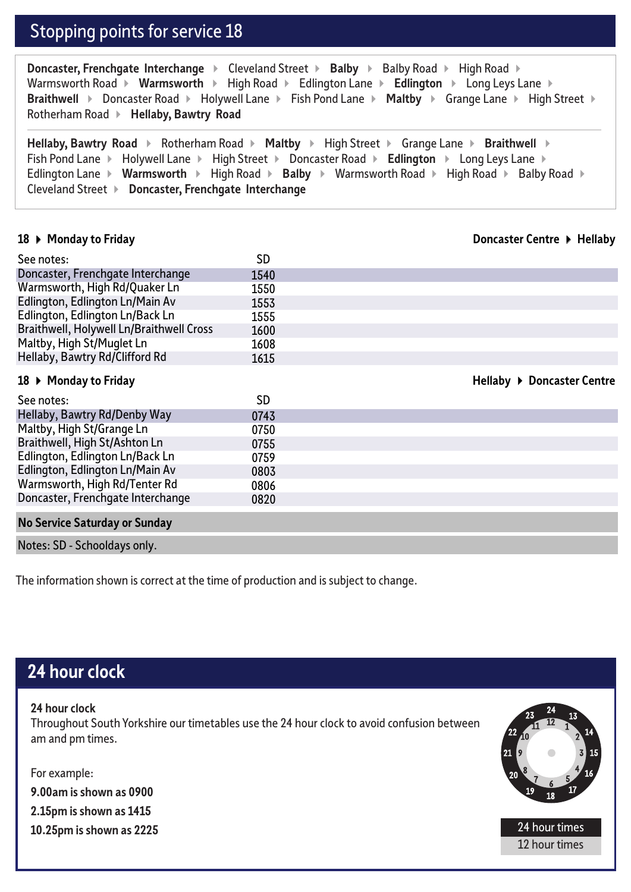## Stopping points for service 18

**Doncaster, Frenchgate Interchange** ▸ Cleveland Street ▸ **Balby** ▸ Balby Road ▸ High Road ▸ Warmsworth Road ▸ **Warmsworth** ▸ High Road ▸ Edlington Lane ▸ **Edlington** ▸ Long Leys Lane ▸ **Braithwell** ▸ Doncaster Road ▸ Holywell Lane ▸ Fish Pond Lane ▸ **Maltby** ▸ Grange Lane ▸ High Street ▸ Rotherham Road ▸ **Hellaby, Bawtry Road**

**Hellaby, Bawtry Road** ▸ Rotherham Road ▸ **Maltby** ▸ High Street ▸ Grange Lane ▸ **Braithwell** ▸ Fish Pond Lane ▸ Holywell Lane ▸ High Street ▸ Doncaster Road ▸ **Edlington** ▸ Long Leys Lane ▸ Edlington Lane ▸ **Warmsworth** ▸ High Road ▸ **Balby** ▸ Warmsworth Road ▸ High Road ▸ Balby Road ▸ Cleveland Street ▸ **Doncaster, Frenchgate Interchange**

### 18 ▸ Monday to Friday — Doncaster Centre ▸ Hellaby

| See notes: | SD |
|---|---|
| Doncaster, Frenchgate Interchange | 1540 |
| Warmsworth, High Rd/Quaker Ln | 1550 |
| Edlington, Edlington Ln/Main Av | 1553 |
| Edlington, Edlington Ln/Back Ln | 1555 |
| Braithwell, Holywell Ln/Braithwell Cross | 1600 |
| Maltby, High St/Muglet Ln | 1608 |
| Hellaby, Bawtry Rd/Clifford Rd | 1615 |

### 18 ▸ Monday to Friday — Hellaby ▸ Doncaster Centre

| See notes: | SD |
|---|---|
| Hellaby, Bawtry Rd/Denby Way | 0743 |
| Maltby, High St/Grange Ln | 0750 |
| Braithwell, High St/Ashton Ln | 0755 |
| Edlington, Edlington Ln/Back Ln | 0759 |
| Edlington, Edlington Ln/Main Av | 0803 |
| Warmsworth, High Rd/Tenter Rd | 0806 |
| Doncaster, Frenchgate Interchange | 0820 |

**No Service Saturday or Sunday**

Notes: SD - Schooldays only.

The information shown is correct at the time of production and is subject to change.

## 24 hour clock

**24 hour clock**
Throughout South Yorkshire our timetables use the 24 hour clock to avoid confusion between am and pm times.

For example:
**9.00am is shown as 0900**
**2.15pm is shown as 1415**
**10.25pm is shown as 2225**

24 hour times
12 hour times